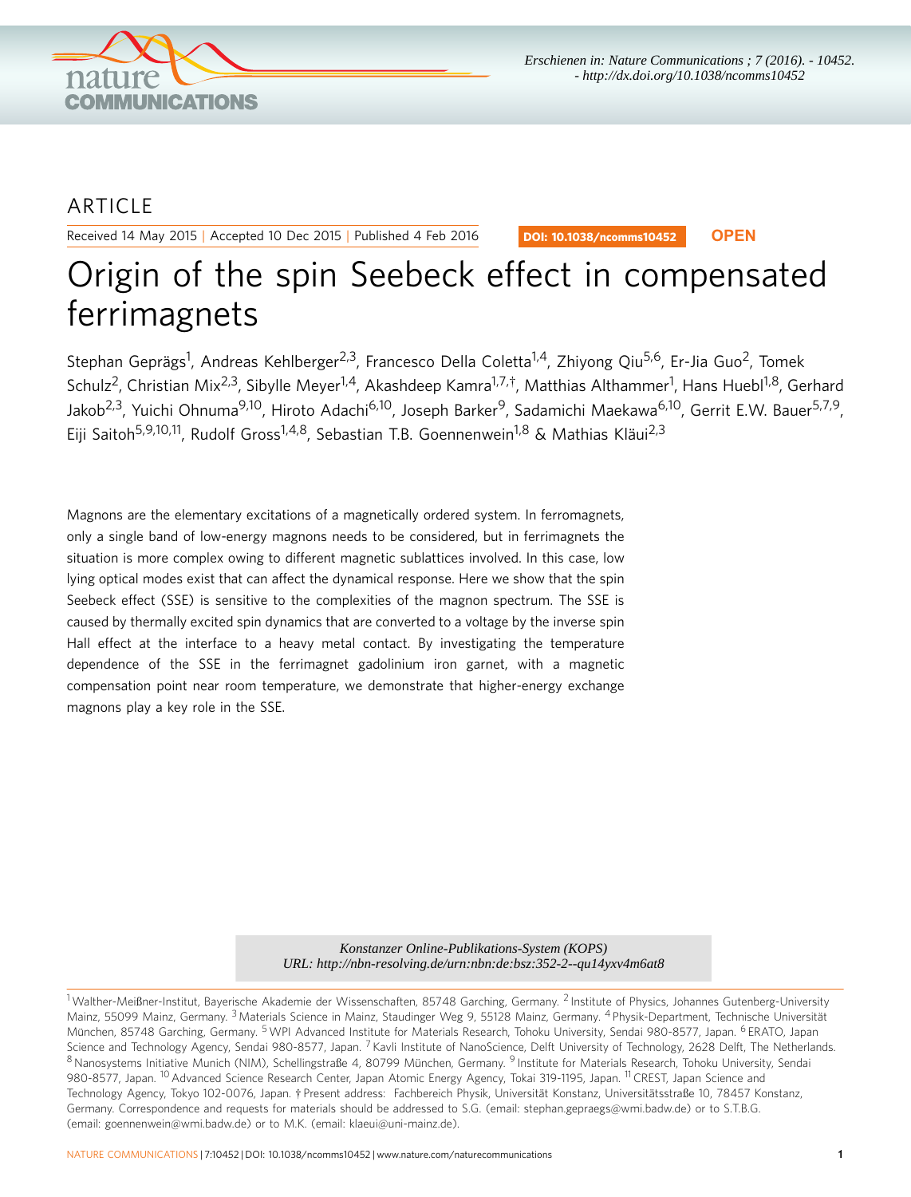Erschienen in: Nature Communications ; 7 (2016). - 10452. - http://dx.doi.org/10.1038/ncomms10452

ARTICLE

Received 14 May 2015 | Accepted 10 Dec 2015 | Published 4 Feb 2016

DOI: 10.1038/ncomms10452 **OPEN**

# Origin of the spin Seebeck effect in compensated ferrimagnets

Stephan Geprägs[1], Andreas Kehlberger[2,3], Francesco Della Coletta[1,4], Zhiyong Qiu[5,6], Er-Jia Guo[2], Tomek Schulz[2], Christian Mix[2,3], Sibylle Meyer[1,4], Akashdeep Kamra[1,7,†], Matthias Althammer[1], Hans Huebl[1,8], Gerhard Jakob[2,3], Yuichi Ohnuma[9,10], Hiroto Adachi[6,10], Joseph Barker[9], Sadamichi Maekawa[6,10], Gerrit E.W. Bauer[5,7,9], Eiji Saitoh[5,9,10,11], Rudolf Gross[1,4,8], Sebastian T.B. Goennenwein[1,8] & Mathias Kläui[2,3]

Magnons are the elementary excitations of a magnetically ordered system. In ferromagnets, only a single band of low-energy magnons needs to be considered, but in ferrimagnets the situation is more complex owing to different magnetic sublattices involved. In this case, low lying optical modes exist that can affect the dynamical response. Here we show that the spin Seebeck effect (SSE) is sensitive to the complexities of the magnon spectrum. The SSE is caused by thermally excited spin dynamics that are converted to a voltage by the inverse spin Hall effect at the interface to a heavy metal contact. By investigating the temperature dependence of the SSE in the ferrimagnet gadolinium iron garnet, with a magnetic compensation point near room temperature, we demonstrate that higher-energy exchange magnons play a key role in the SSE.

*Konstanzer Online-Publikations-System (KOPS)*
*URL: http://nbn-resolving.de/urn:nbn:de:bsz:352-2--qu14yxv4m6at8*

[1] Walther-Meißner-Institut, Bayerische Akademie der Wissenschaften, 85748 Garching, Germany. [2] Institute of Physics, Johannes Gutenberg-University Mainz, 55099 Mainz, Germany. [3] Materials Science in Mainz, Staudinger Weg 9, 55128 Mainz, Germany. [4] Physik-Department, Technische Universität München, 85748 Garching, Germany. [5] WPI Advanced Institute for Materials Research, Tohoku University, Sendai 980-8577, Japan. [6] ERATO, Japan Science and Technology Agency, Sendai 980-8577, Japan. [7] Kavli Institute of NanoScience, Delft University of Technology, 2628 Delft, The Netherlands. [8] Nanosystems Initiative Munich (NIM), Schellingstraße 4, 80799 München, Germany. [9] Institute for Materials Research, Tohoku University, Sendai 980-8577, Japan. [10] Advanced Science Research Center, Japan Atomic Energy Agency, Tokai 319-1195, Japan. [11] CREST, Japan Science and Technology Agency, Tokyo 102-0076, Japan. † Present address: Fachbereich Physik, Universität Konstanz, Universitätsstraße 10, 78457 Konstanz, Germany. Correspondence and requests for materials should be addressed to S.G. (email: stephan.gepraegs@wmi.badw.de) or to S.T.B.G. (email: goennenwein@wmi.badw.de) or to M.K. (email: klaeui@uni-mainz.de).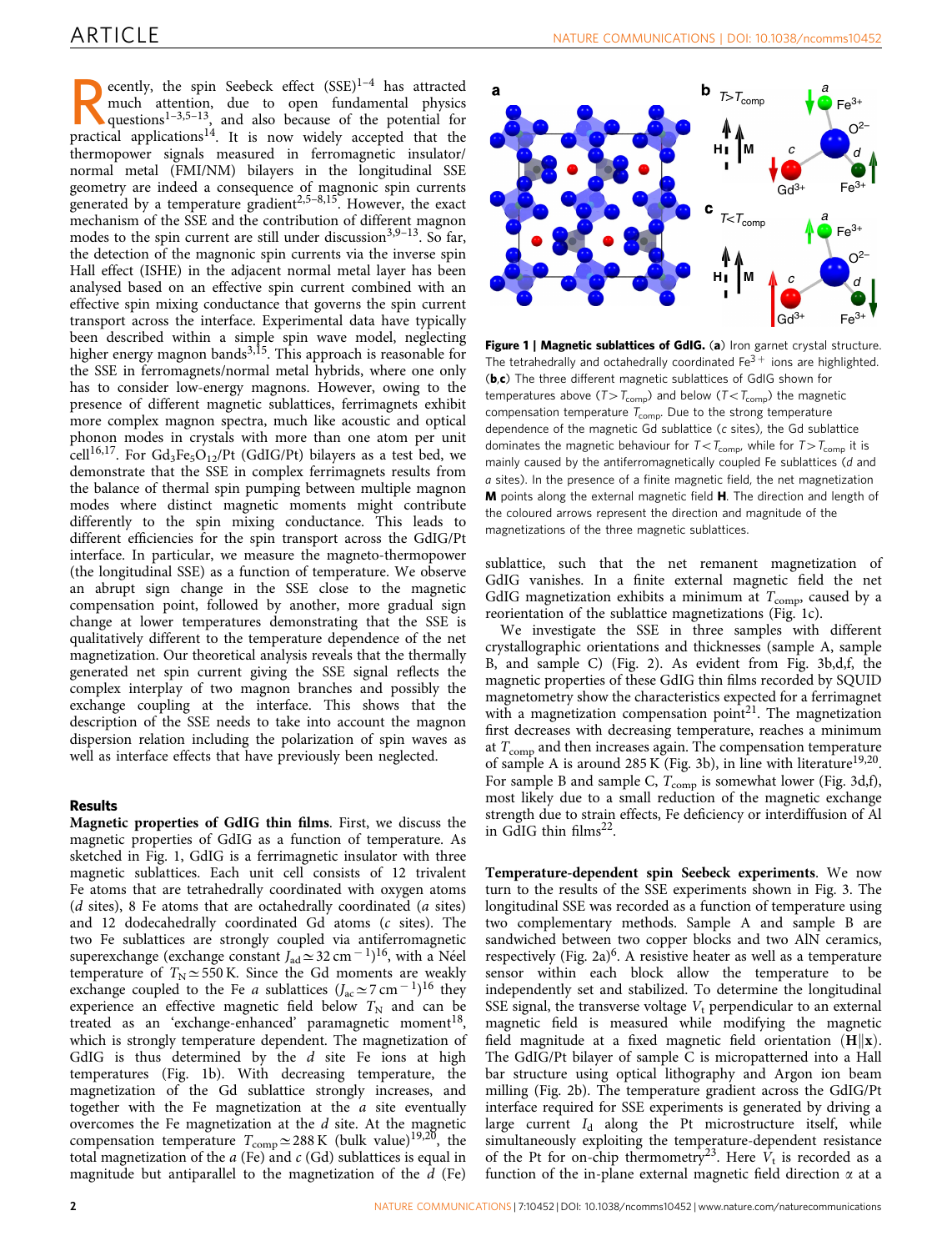Recently, the spin Seebeck effect (SSE)[1–4] has attracted much attention, due to open fundamental physics questions[1–3,5–13], and also because of the potential for practical applications[14]. It is now widely accepted that the thermopower signals measured in ferromagnetic insulator/normal metal (FMI/NM) bilayers in the longitudinal SSE geometry are indeed a consequence of magnonic spin currents generated by a temperature gradient[2,5–8,15]. However, the exact mechanism of the SSE and the contribution of different magnon modes to the spin current are still under discussion[3,9–13]. So far, the detection of the magnonic spin currents via the inverse spin Hall effect (ISHE) in the adjacent normal metal layer has been analysed based on an effective spin current combined with an effective spin mixing conductance that governs the spin current transport across the interface. Experimental data have typically been described within a simple spin wave model, neglecting higher energy magnon bands[3,15]. This approach is reasonable for the SSE in ferromagnets/normal metal hybrids, where one only has to consider low-energy magnons. However, owing to the presence of different magnetic sublattices, ferrimagnets exhibit more complex magnon spectra, much like acoustic and optical phonon modes in crystals with more than one atom per unit cell[16,17]. For $Gd_3Fe_5O_{12}$/Pt (GdIG/Pt) bilayers as a test bed, we demonstrate that the SSE in complex ferrimagnets results from the balance of thermal spin pumping between multiple magnon modes where distinct magnetic moments might contribute differently to the spin mixing conductance. This leads to different efficiencies for the spin transport across the GdIG/Pt interface. In particular, we measure the magneto-thermopower (the longitudinal SSE) as a function of temperature. We observe an abrupt sign change in the SSE close to the magnetic compensation point, followed by another, more gradual sign change at lower temperatures demonstrating that the SSE is qualitatively different to the temperature dependence of the net magnetization. Our theoretical analysis reveals that the thermally generated net spin current giving the SSE signal reflects the complex interplay of two magnon branches and possibly the exchange coupling at the interface. This shows that the description of the SSE needs to take into account the magnon dispersion relation including the polarization of spin waves as well as interface effects that have previously been neglected.

## Results

**Magnetic properties of GdIG thin films**. First, we discuss the magnetic properties of GdIG as a function of temperature. As sketched in Fig. 1, GdIG is a ferrimagnetic insulator with three magnetic sublattices. Each unit cell consists of 12 trivalent Fe atoms that are tetrahedrally coordinated with oxygen atoms (*d* sites), 8 Fe atoms that are octahedrally coordinated (*a* sites) and 12 dodecahedrally coordinated Gd atoms (*c* sites). The two Fe sublattices are strongly coupled via antiferromagnetic superexchange (exchange constant $J_{ad} \simeq 32\,\mathrm{cm}^{-1}$)[16], with a Néel temperature of $T_N \simeq 550\,\mathrm{K}$. Since the Gd moments are weakly exchange coupled to the Fe *a* sublattices ($J_{ac} \simeq 7\,\mathrm{cm}^{-1}$)[16] they experience an effective magnetic field below $T_N$ and can be treated as an 'exchange-enhanced' paramagnetic moment[18], which is strongly temperature dependent. The magnetization of GdIG is thus determined by the *d* site Fe ions at high temperatures (Fig. 1b). With decreasing temperature, the magnetization of the Gd sublattice strongly increases, and together with the Fe magnetization at the *a* site eventually overcomes the Fe magnetization at the *d* site. At the magnetic compensation temperature $T_{comp} \simeq 288\,\mathrm{K}$ (bulk value)[19,20], the total magnetization of the *a* (Fe) and *c* (Gd) sublattices is equal in magnitude but antiparallel to the magnetization of the *d* (Fe) sublattice, such that the net remanent magnetization of GdIG vanishes. In a finite external magnetic field the net GdIG magnetization exhibits a minimum at $T_{comp}$, caused by a reorientation of the sublattice magnetizations (Fig. 1c).

**Figure 1 | Magnetic sublattices of GdIG.** (**a**) Iron garnet crystal structure. The tetrahedrally and octahedrally coordinated $Fe^{3+}$ ions are highlighted. (**b**,**c**) The three different magnetic sublattices of GdIG shown for temperatures above ($T > T_{comp}$) and below ($T < T_{comp}$) the magnetic compensation temperature $T_{comp}$. Due to the strong temperature dependence of the magnetic Gd sublattice (*c* sites), the Gd sublattice dominates the magnetic behaviour for $T < T_{comp}$, while for $T > T_{comp}$ it is mainly caused by the antiferromagnetically coupled Fe sublattices (*d* and *a* sites). In the presence of a finite magnetic field, the net magnetization **M** points along the external magnetic field **H**. The direction and length of the coloured arrows represent the direction and magnitude of the magnetizations of the three magnetic sublattices.

We investigate the SSE in three samples with different crystallographic orientations and thicknesses (sample A, sample B, and sample C) (Fig. 2). As evident from Fig. 3b,d,f, the magnetic properties of these GdIG thin films recorded by SQUID magnetometry show the characteristics expected for a ferrimagnet with a magnetization compensation point[21]. The magnetization first decreases with decreasing temperature, reaches a minimum at $T_{comp}$ and then increases again. The compensation temperature of sample A is around 285 K (Fig. 3b), in line with literature[19,20]. For sample B and sample C, $T_{comp}$ is somewhat lower (Fig. 3d,f), most likely due to a small reduction of the magnetic exchange strength due to strain effects, Fe deficiency or interdiffusion of Al in GdIG thin films[22].

**Temperature-dependent spin Seebeck experiments**. We now turn to the results of the SSE experiments shown in Fig. 3. The longitudinal SSE was recorded as a function of temperature using two complementary methods. Sample A and sample B are sandwiched between two copper blocks and two AlN ceramics, respectively (Fig. 2a)[6]. A resistive heater as well as a temperature sensor within each block allow the temperature to be independently set and stabilized. To determine the longitudinal SSE signal, the transverse voltage $V_t$ perpendicular to an external magnetic field is measured while modifying the magnetic field magnitude at a fixed magnetic field orientation ($\mathbf{H} \| \mathbf{x}$). The GdIG/Pt bilayer of sample C is micropatterned into a Hall bar structure using optical lithography and Argon ion beam milling (Fig. 2b). The temperature gradient across the GdIG/Pt interface required for SSE experiments is generated by driving a large current $I_d$ along the Pt microstructure itself, while simultaneously exploiting the temperature-dependent resistance of the Pt for on-chip thermometry[23]. Here $V_t$ is recorded as a function of the in-plane external magnetic field direction $\alpha$ at a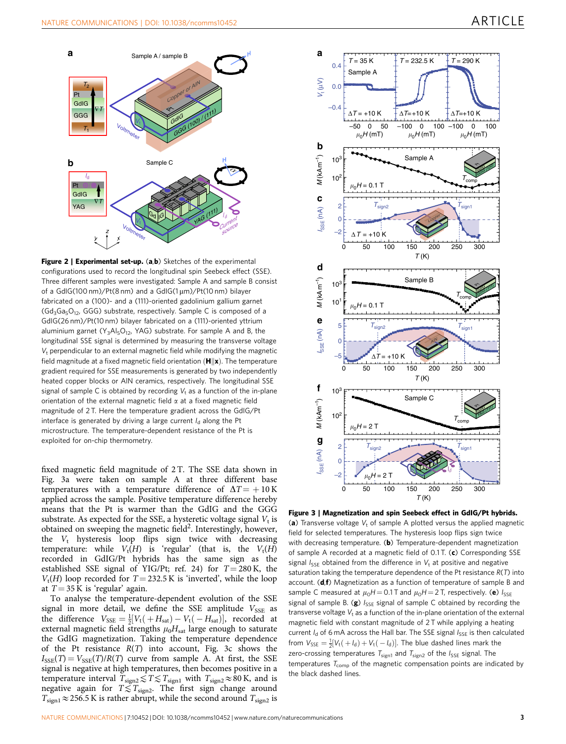**Figure 2 | Experimental set-up.** (**a**,**b**) Sketches of the experimental configurations used to record the longitudinal spin Seebeck effect (SSE). Three different samples were investigated: Sample A and sample B consist of a GdIG(100 nm)/Pt(8 nm) and a GdIG(1 μm)/Pt(10 nm) bilayer fabricated on a (100)- and a (111)-oriented gadolinium gallium garnet ($Gd_3Ga_5O_{12}$, GGG) substrate, respectively. Sample C is composed of a GdIG(26 nm)/Pt(10 nm) bilayer fabricated on a (111)-oriented yttrium aluminium garnet ($Y_3Al_5O_{12}$, YAG) substrate. For sample A and B, the longitudinal SSE signal is determined by measuring the transverse voltage $V_t$ perpendicular to an external magnetic field while modifying the magnetic field magnitude at a fixed magnetic field orientation ($\mathbf{H}\|\mathbf{x}$). The temperature gradient required for SSE measurements is generated by two independently heated copper blocks or AlN ceramics, respectively. The longitudinal SSE signal of sample C is obtained by recording $V_t$ as a function of the in-plane orientation of the external magnetic field $\alpha$ at a fixed magnetic field magnitude of 2 T. Here the temperature gradient across the GdIG/Pt interface is generated by driving a large current $I_d$ along the Pt microstructure. The temperature-dependent resistance of the Pt is exploited for on-chip thermometry.

fixed magnetic field magnitude of 2 T. The SSE data shown in Fig. 3a were taken on sample A at three different base temperatures with a temperature difference of $\Delta T = +10$ K applied across the sample. Positive temperature difference hereby means that the Pt is warmer than the GdIG and the GGG substrate. As expected for the SSE, a hysteretic voltage signal $V_t$ is obtained on sweeping the magnetic field[2]. Interestingly, the $V_t$ hysteresis loop flips sign twice with decreasing temperature: while $V_t(H)$ is 'regular' (that is, the $V_t(H)$ recorded in GdIG/Pt hybrids has the same sign as the established SSE signal of YIG/Pt; ref. 24) for $T = 280$ K, the $V_t(H)$ loop recorded for $T = 232.5$ K is 'inverted', while the loop at $T = 35$ K is 'regular' again.

To analyse the temperature-dependent evolution of the SSE signal in more detail, we define the SSE amplitude $V_{SSE}$ as the difference $V_{SSE} = \frac{1}{2}[V_t(+H_{sat}) - V_t(-H_{sat})]$, recorded at external magnetic field strengths $\mu_0 H_{sat}$ large enough to saturate the GdIG magnetization. Taking the temperature dependence of the Pt resistance $R(T)$ into account, Fig. 3c shows the $I_{SSE}(T) = V_{SSE}(T)/R(T)$ curve from sample A. At first, the SSE signal is negative at high temperatures, then becomes positive in a temperature interval $T_{sign2} \lesssim T \lesssim T_{sign1}$ with $T_{sign2} \approx 80$ K, and is negative again for $T \lesssim T_{sign2}$. The first sign change around $T_{sign1} \approx 256.5$ K is rather abrupt, while the second around $T_{sign2}$ is

**Figure 3 | Magnetization and spin Seebeck effect in GdIG/Pt hybrids.** (**a**) Transverse voltage $V_t$ of sample A plotted versus the applied magnetic field for selected temperatures. The hysteresis loop flips sign twice with decreasing temperature. (**b**) Temperature-dependent magnetization of sample A recorded at a magnetic field of 0.1 T. (**c**) Corresponding SSE signal $I_{SSE}$ obtained from the difference in $V_t$ at positive and negative saturation taking the temperature dependence of the Pt resistance $R(T)$ into account. (**d**,**f**) Magnetization as a function of temperature of sample B and sample C measured at $\mu_0 H = 0.1$ T and $\mu_0 H = 2$ T, respectively. (**e**) $I_{SSE}$ signal of sample B. (**g**) $I_{SSE}$ signal of sample C obtained by recording the transverse voltage $V_t$ as a function of the in-plane orientation of the external magnetic field with constant magnitude of 2 T while applying a heating current $I_d$ of 6 mA across the Hall bar. The SSE signal $I_{SSE}$ is then calculated from $V_{SSE} = \frac{1}{2}[V_t(+I_d) + V_t(-I_d)]$. The blue dashed lines mark the zero-crossing temperatures $T_{sign1}$ and $T_{sign2}$ of the $I_{SSE}$ signal. The temperatures $T_{comp}$ of the magnetic compensation points are indicated by the black dashed lines.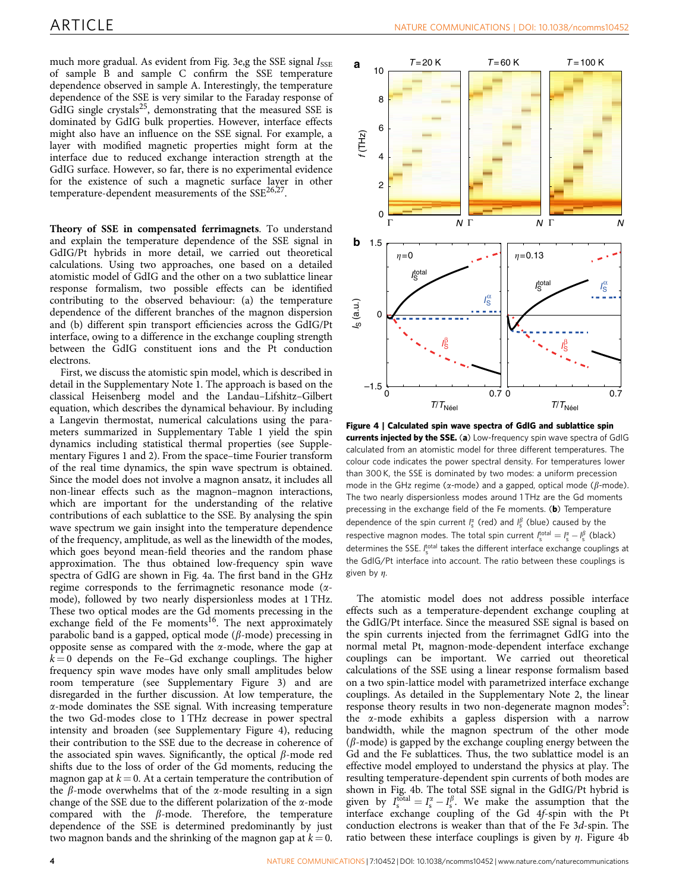much more gradual. As evident from Fig. 3e,g the SSE signal $I_{SSE}$ of sample B and sample C confirm the SSE temperature dependence observed in sample A. Interestingly, the temperature dependence of the SSE is very similar to the Faraday response of GdIG single crystals[25], demonstrating that the measured SSE is dominated by GdIG bulk properties. However, interface effects might also have an influence on the SSE signal. For example, a layer with modified magnetic properties might form at the interface due to reduced exchange interaction strength at the GdIG surface. However, so far, there is no experimental evidence for the existence of such a magnetic surface layer in other temperature-dependent measurements of the SSE[26,27].

**Theory of SSE in compensated ferrimagnets**. To understand and explain the temperature dependence of the SSE signal in GdIG/Pt hybrids in more detail, we carried out theoretical calculations. Using two approaches, one based on a detailed atomistic model of GdIG and the other on a two sublattice linear response formalism, two possible effects can be identified contributing to the observed behaviour: (a) the temperature dependence of the different branches of the magnon dispersion and (b) different spin transport efficiencies across the GdIG/Pt interface, owing to a difference in the exchange coupling strength between the GdIG constituent ions and the Pt conduction electrons.

First, we discuss the atomistic spin model, which is described in detail in the Supplementary Note 1. The approach is based on the classical Heisenberg model and the Landau–Lifshitz–Gilbert equation, which describes the dynamical behaviour. By including a Langevin thermostat, numerical calculations using the parameters summarized in Supplementary Table 1 yield the spin dynamics including statistical thermal properties (see Supplementary Figures 1 and 2). From the space–time Fourier transform of the real time dynamics, the spin wave spectrum is obtained. Since the model does not involve a magnon ansatz, it includes all non-linear effects such as the magnon–magnon interactions, which are important for the understanding of the relative contributions of each sublattice to the SSE. By analysing the spin wave spectrum we gain insight into the temperature dependence of the frequency, amplitude, as well as the linewidth of the modes, which goes beyond mean-field theories and the random phase approximation. The thus obtained low-frequency spin wave spectra of GdIG are shown in Fig. 4a. The first band in the GHz regime corresponds to the ferrimagnetic resonance mode ($\alpha$-mode), followed by two nearly dispersionless modes at 1 THz. These two optical modes are the Gd moments precessing in the exchange field of the Fe moments[16]. The next approximately parabolic band is a gapped, optical mode ($\beta$-mode) precessing in opposite sense as compared with the $\alpha$-mode, where the gap at $k = 0$ depends on the Fe–Gd exchange couplings. The higher frequency spin wave modes have only small amplitudes below room temperature (see Supplementary Figure 3) and are disregarded in the further discussion. At low temperature, the $\alpha$-mode dominates the SSE signal. With increasing temperature the two Gd-modes close to 1 THz decrease in power spectral intensity and broaden (see Supplementary Figure 4), reducing their contribution to the SSE due to the decrease in coherence of the associated spin waves. Significantly, the optical $\beta$-mode red shifts due to the loss of order of the Gd moments, reducing the magnon gap at $k = 0$. At a certain temperature the contribution of the $\beta$-mode overwhelms that of the $\alpha$-mode resulting in a sign change of the SSE due to the different polarization of the $\alpha$-mode compared with the $\beta$-mode. Therefore, the temperature dependence of the SSE is determined predominantly by just two magnon bands and the shrinking of the magnon gap at $k = 0$.

a
T=20 K
T=60 K
T=100 K
f (THz)
10
8
6
4
2
0
Γ N Γ N Γ N

b
η=0
η=0.13
$I_S^{total}$
$I_S^{\alpha}$
$I_S^{\beta}$
$I_S$ (a.u.)
1.5
0
−1.5
0 0.7 0 0.7
$T/T_{Néel}$

**Figure 4 | Calculated spin wave spectra of GdIG and sublattice spin currents injected by the SSE.** (**a**) Low-frequency spin wave spectra of GdIG calculated from an atomistic model for three different temperatures. The colour code indicates the power spectral density. For temperatures lower than 300 K, the SSE is dominated by two modes: a uniform precession mode in the GHz regime ($\alpha$-mode) and a gapped, optical mode ($\beta$-mode). The two nearly dispersionless modes around 1 THz are the Gd moments precessing in the exchange field of the Fe moments. (**b**) Temperature dependence of the spin current $I_s^{\alpha}$ (red) and $I_s^{\beta}$ (blue) caused by the respective magnon modes. The total spin current $I_s^{total} = I_s^{\alpha} - I_s^{\beta}$ (black) determines the SSE. $I_s^{total}$ takes the different interface exchange couplings at the GdIG/Pt interface into account. The ratio between these couplings is given by $\eta$.

The atomistic model does not address possible interface effects such as a temperature-dependent exchange coupling at the GdIG/Pt interface. Since the measured SSE signal is based on the spin currents injected from the ferrimagnet GdIG into the normal metal Pt, magnon-mode-dependent interface exchange couplings can be important. We carried out theoretical calculations of the SSE using a linear response formalism based on a two spin-lattice model with parametrized interface exchange couplings. As detailed in the Supplementary Note 2, the linear response theory results in two non-degenerate magnon modes[5]: the $\alpha$-mode exhibits a gapless dispersion with a narrow bandwidth, while the magnon spectrum of the other mode ($\beta$-mode) is gapped by the exchange coupling energy between the Gd and the Fe sublattices. Thus, the two sublattice model is an effective model employed to understand the physics at play. The resulting temperature-dependent spin currents of both modes are shown in Fig. 4b. The total SSE signal in the GdIG/Pt hybrid is given by $I_s^{total} = I_s^{\alpha} - I_s^{\beta}$. We make the assumption that the interface exchange coupling of the Gd 4*f*-spin with the Pt conduction electrons is weaker than that of the Fe 3*d*-spin. The ratio between these interface couplings is given by $\eta$. Figure 4b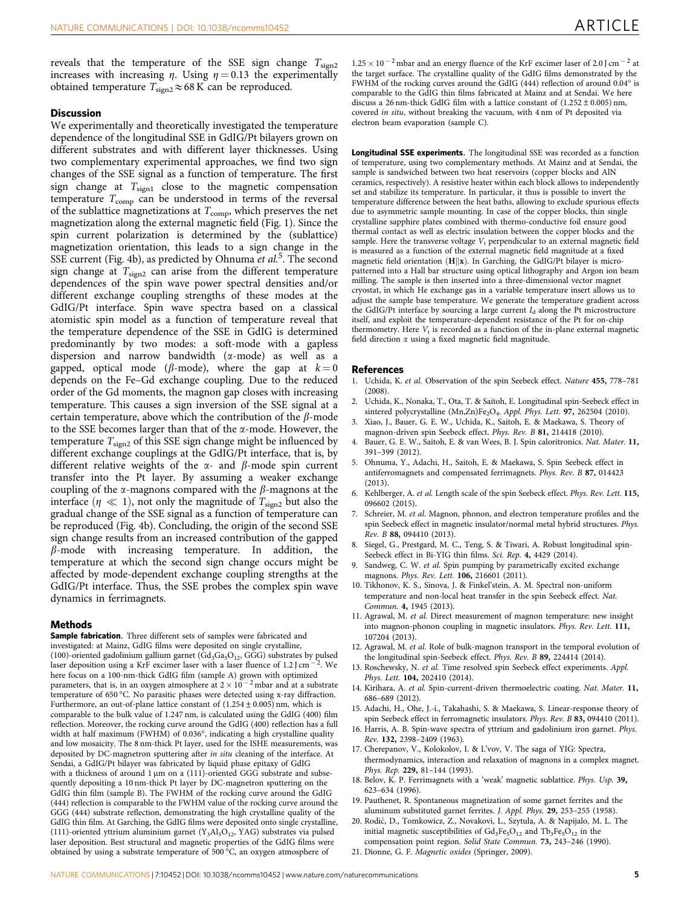reveals that the temperature of the SSE sign change $T_{sign2}$ increases with increasing $\eta$. Using $\eta = 0.13$ the experimentally obtained temperature $T_{sign2} \approx 68$ K can be reproduced.

## Discussion

We experimentally and theoretically investigated the temperature dependence of the longitudinal SSE in GdIG/Pt bilayers grown on different substrates and with different layer thicknesses. Using two complementary experimental approaches, we find two sign changes of the SSE signal as a function of temperature. The first sign change at $T_{sign1}$ close to the magnetic compensation temperature $T_{comp}$ can be understood in terms of the reversal of the sublattice magnetizations at $T_{comp}$, which preserves the net magnetization along the external magnetic field (Fig. 1). Since the spin current polarization is determined by the (sublattice) magnetization orientation, this leads to a sign change in the SSE current (Fig. 4b), as predicted by Ohnuma *et al.*[5]. The second sign change at $T_{sign2}$ can arise from the different temperature dependences of the spin wave power spectral densities and/or different exchange coupling strengths of these modes at the GdIG/Pt interface. Spin wave spectra based on a classical atomistic spin model as a function of temperature reveal that the temperature dependence of the SSE in GdIG is determined predominantly by two modes: a soft-mode with a gapless dispersion and narrow bandwidth ($\alpha$-mode) as well as a gapped, optical mode ($\beta$-mode), where the gap at $k = 0$ depends on the Fe–Gd exchange coupling. Due to the reduced order of the Gd moments, the magnon gap closes with increasing temperature. This causes a sign inversion of the SSE signal at a certain temperature, above which the contribution of the $\beta$-mode to the SSE becomes larger than that of the $\alpha$-mode. However, the temperature $T_{sign2}$ of this SSE sign change might be influenced by different exchange couplings at the GdIG/Pt interface, that is, by different relative weights of the $\alpha$- and $\beta$-mode spin current transfer into the Pt layer. By assuming a weaker exchange coupling of the $\alpha$-magnons compared with the $\beta$-magnons at the interface ($\eta \ll 1$), not only the magnitude of $T_{sign2}$ but also the gradual change of the SSE signal as a function of temperature can be reproduced (Fig. 4b). Concluding, the origin of the second SSE sign change results from an increased contribution of the gapped $\beta$-mode with increasing temperature. In addition, the temperature at which the second sign change occurs might be affected by mode-dependent exchange coupling strengths at the GdIG/Pt interface. Thus, the SSE probes the complex spin wave dynamics in ferrimagnets.

## Methods

**Sample fabrication.** Three different sets of samples were fabricated and investigated: at Mainz, GdIG films were deposited on single crystalline, (100)-oriented gadolinium gallium garnet ($Gd_3Ga_5O_{12}$, GGG) substrates by pulsed laser deposition using a KrF excimer laser with a laser fluence of 1.2 J cm$^{-2}$. We here focus on a 100-nm-thick GdIG film (sample A) grown with optimized parameters, that is, in an oxygen atmosphere at $2 \times 10^{-2}$ mbar and at a substrate temperature of 650 °C. No parasitic phases were detected using x-ray diffraction. Furthermore, an out-of-plane lattice constant of (1.254 ± 0.005) nm, which is comparable to the bulk value of 1.247 nm, is calculated using the GdIG (400) film reflection. Moreover, the rocking curve around the GdIG (400) reflection has a full width at half maximum (FWHM) of 0.036°, indicating a high crystalline quality and low mosaicity. The 8 nm-thick Pt layer, used for the ISHE measurements, was deposited by DC-magnetron sputtering after *in situ* cleaning of the interface. At Sendai, a GdIG/Pt bilayer was fabricated by liquid phase epitaxy of GdIG with a thickness of around 1 µm on a (111)-oriented GGG substrate and subsequently depositing a 10 nm-thick Pt layer by DC-magnetron sputtering on the GdIG thin film (sample B). The FWHM of the rocking curve around the GdIG (444) reflection is comparable to the FWHM value of the rocking curve around the GGG (444) substrate reflection, demonstrating the high crystalline quality of the GdIG thin film. At Garching, the GdIG films were deposited onto single crystalline, (111)-oriented yttrium aluminium garnet ($Y_3Al_5O_{12}$, YAG) substrates via pulsed laser deposition. Best structural and magnetic properties of the GdIG films were obtained by using a substrate temperature of 500 °C, an oxygen atmosphere of $1.25 \times 10^{-2}$ mbar and an energy fluence of the KrF excimer laser of 2.0 J cm$^{-2}$ at the target surface. The crystalline quality of the GdIG films demonstrated by the FWHM of the rocking curves around the GdIG (444) reflection of around 0.04° is comparable to the GdIG thin films fabricated at Mainz and at Sendai. We here discuss a 26 nm-thick GdIG film with a lattice constant of (1.252 ± 0.005) nm, covered *in situ*, without breaking the vacuum, with 4 nm of Pt deposited via electron beam evaporation (sample C).

**Longitudinal SSE experiments.** The longitudinal SSE was recorded as a function of temperature, using two complementary methods. At Mainz and at Sendai, the sample is sandwiched between two heat reservoirs (copper blocks and AlN ceramics, respectively). A resistive heater within each block allows to independently set and stabilize its temperature. In particular, it thus is possible to invert the temperature difference between the heat baths, allowing to exclude spurious effects due to asymmetric sample mounting. In case of the copper blocks, thin single crystalline sapphire plates combined with thermo-conductive foil ensure good thermal contact as well as electric insulation between the copper blocks and the sample. Here the transverse voltage $V_t$ perpendicular to an external magnetic field is measured as a function of the external magnetic field magnitude at a fixed magnetic field orientation ($\mathbf{H} \| \mathbf{x}$). In Garching, the GdIG/Pt bilayer is micro-patterned into a Hall bar structure using optical lithography and Argon ion beam milling. The sample is then inserted into a three-dimensional vector magnet cryostat, in which He exchange gas in a variable temperature insert allows us to adjust the sample base temperature. We generate the temperature gradient across the GdIG/Pt interface by sourcing a large current $I_d$ along the Pt microstructure itself, and exploit the temperature-dependent resistance of the Pt for on-chip thermometry. Here $V_t$ is recorded as a function of the in-plane external magnetic field direction $\alpha$ using a fixed magnetic field magnitude.

## References

1. Uchida, K. *et al.* Observation of the spin Seebeck effect. *Nature* **455**, 778–781 (2008).
2. Uchida, K., Nonaka, T., Ota, T. & Saitoh, E. Longitudinal spin-Seebeck effect in sintered polycrystalline $(Mn,Zn)Fe_2O_4$. *Appl. Phys. Lett.* **97**, 262504 (2010).
3. Xiao, J., Bauer, G. E. W., Uchida, K., Saitoh, E. & Maekawa, S. Theory of magnon-driven spin Seebeck effect. *Phys. Rev. B* **81**, 214418 (2010).
4. Bauer, G. E. W., Saitoh, E. & van Wees, B. J. Spin caloritronics. *Nat. Mater.* **11**, 391–399 (2012).
5. Ohnuma, Y., Adachi, H., Saitoh, E. & Maekawa, S. Spin Seebeck effect in antiferromagnets and compensated ferrimagnets. *Phys. Rev. B* **87**, 014423 (2013).
6. Kehlberger, A. *et al.* Length scale of the spin Seebeck effect. *Phys. Rev. Lett.* **115**, 096602 (2015).
7. Schreier, M. *et al.* Magnon, phonon, and electron temperature profiles and the spin Seebeck effect in magnetic insulator/normal metal hybrid structures. *Phys. Rev. B* **88**, 094410 (2013).
8. Siegel, G., Prestgard, M. C., Teng, S. & Tiwari, A. Robust longitudinal spin-Seebeck effect in Bi-YIG thin films. *Sci. Rep.* **4**, 4429 (2014).
9. Sandweg, C. W. *et al.* Spin pumping by parametrically excited exchange magnons. *Phys. Rev. Lett.* **106**, 216601 (2011).
10. Tikhonov, K. S., Sinova, J. & Finkel'stein, A. M. Spectral non-uniform temperature and non-local heat transfer in the spin Seebeck effect. *Nat. Commun.* **4**, 1945 (2013).
11. Agrawal, M. *et al.* Direct measurement of magnon temperature: new insight into magnon-phonon coupling in magnetic insulators. *Phys. Rev. Lett.* **111**, 107204 (2013).
12. Agrawal, M. *et al.* Role of bulk-magnon transport in the temporal evolution of the longitudinal spin-Seebeck effect. *Phys. Rev. B* **89**, 224414 (2014).
13. Roschewsky, N. *et al.* Time resolved spin Seebeck effect experiments. *Appl. Phys. Lett.* **104**, 202410 (2014).
14. Kirihara, A. *et al.* Spin-current-driven thermoelectric coating. *Nat. Mater.* **11**, 686–689 (2012).
15. Adachi, H., Ohe, J.-i., Takahashi, S. & Maekawa, S. Linear-response theory of spin Seebeck effect in ferromagnetic insulators. *Phys. Rev. B* **83**, 094410 (2011).
16. Harris, A. B. Spin-wave spectra of yttrium and gadolinium iron garnet. *Phys. Rev.* **132**, 2398–2409 (1963).
17. Cherepanov, V., Kolokolov, I. & L'vov, V. The saga of YIG: Spectra, thermodynamics, interaction and relaxation of magnons in a complex magnet. *Phys. Rep.* **229**, 81–144 (1993).
18. Belov, K. P. Ferrimagnets with a 'weak' magnetic sublattice. *Phys. Usp.* **39**, 623–634 (1996).
19. Pauthenet, R. Spontaneous magnetization of some garnet ferrites and the aluminum substituted garnet ferrites. *J. Appl. Phys.* **29**, 253–255 (1958).
20. Rodić, D., Tomkowicz, Z., Novakovi, L., Szytula, A. & Napijalo, M. L. The initial magnetic susceptibilities of $Gd_3Fe_5O_{12}$ and $Tb_3Fe_5O_{12}$ in the compensation point region. *Solid State Commun.* **73**, 243–246 (1990).
21. Dionne, G. F. *Magnetic oxides* (Springer, 2009).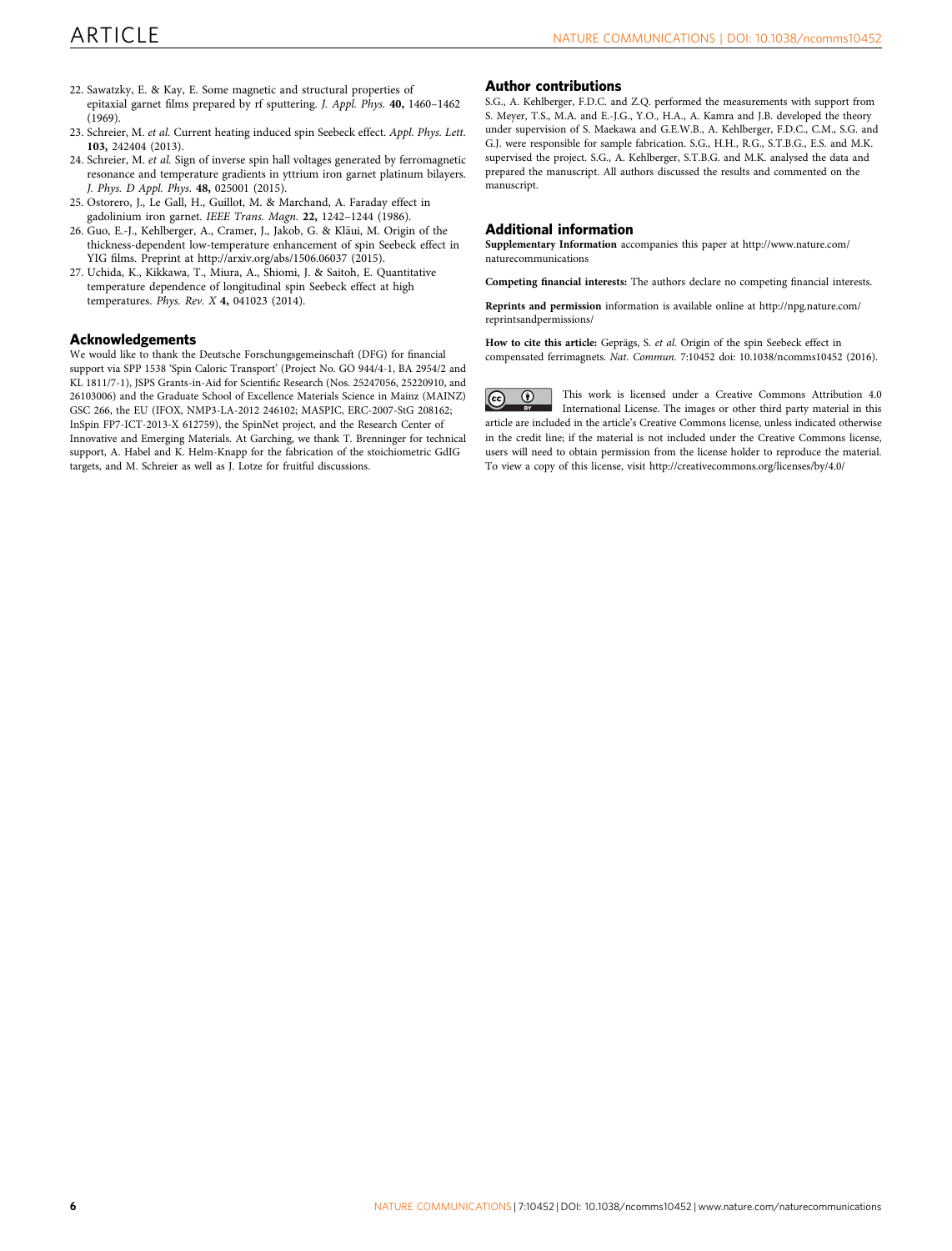22. Sawatzky, E. & Kay, E. Some magnetic and structural properties of epitaxial garnet films prepared by rf sputtering. *J. Appl. Phys.* **40,** 1460–1462 (1969).
23. Schreier, M. *et al.* Current heating induced spin Seebeck effect. *Appl. Phys. Lett.* **103,** 242404 (2013).
24. Schreier, M. *et al.* Sign of inverse spin hall voltages generated by ferromagnetic resonance and temperature gradients in yttrium iron garnet platinum bilayers. *J. Phys. D Appl. Phys.* **48,** 025001 (2015).
25. Ostorero, J., Le Gall, H., Guillot, M. & Marchand, A. Faraday effect in gadolinium iron garnet. *IEEE Trans. Magn.* **22,** 1242–1244 (1986).
26. Guo, E.-J., Kehlberger, A., Cramer, J., Jakob, G. & Kläui, M. Origin of the thickness-dependent low-temperature enhancement of spin Seebeck effect in YIG films. Preprint at http://arxiv.org/abs/1506.06037 (2015).
27. Uchida, K., Kikkawa, T., Miura, A., Shiomi, J. & Saitoh, E. Quantitative temperature dependence of longitudinal spin Seebeck effect at high temperatures. *Phys. Rev. X* **4,** 041023 (2014).

## Acknowledgements

We would like to thank the Deutsche Forschungsgemeinschaft (DFG) for financial support via SPP 1538 'Spin Caloric Transport' (Project No. GO 944/4-1, BA 2954/2 and KL 1811/7-1), JSPS Grants-in-Aid for Scientific Research (Nos. 25247056, 25220910, and 26103006) and the Graduate School of Excellence Materials Science in Mainz (MAINZ) GSC 266, the EU (IFOX, NMP3-LA-2012 246102; MASPIC, ERC-2007-StG 208162; InSpin FP7-ICT-2013-X 612759), the SpinNet project, and the Research Center of Innovative and Emerging Materials. At Garching, we thank T. Brenninger for technical support, A. Habel and K. Helm-Knapp for the fabrication of the stoichiometric GdIG targets, and M. Schreier as well as J. Lotze for fruitful discussions.

## Author contributions

S.G., A. Kehlberger, F.D.C. and Z.Q. performed the measurements with support from S. Meyer, T.S., M.A. and E.-J.G., Y.O., H.A., A. Kamra and J.B. developed the theory under supervision of S. Maekawa and G.E.W.B., A. Kehlberger, F.D.C., C.M., S.G. and G.J. were responsible for sample fabrication. S.G., H.H., R.G., S.T.B.G., E.S. and M.K. supervised the project. S.G., A. Kehlberger, S.T.B.G. and M.K. analysed the data and prepared the manuscript. All authors discussed the results and commented on the manuscript.

## Additional information

**Supplementary Information** accompanies this paper at http://www.nature.com/naturecommunications

**Competing financial interests:** The authors declare no competing financial interests.

**Reprints and permission** information is available online at http://npg.nature.com/reprintsandpermissions/

**How to cite this article:** Geprägs, S. *et al.* Origin of the spin Seebeck effect in compensated ferrimagnets. *Nat. Commun.* 7:10452 doi: 10.1038/ncomms10452 (2016).

This work is licensed under a Creative Commons Attribution 4.0 International License. The images or other third party material in this article are included in the article's Creative Commons license, unless indicated otherwise in the credit line; if the material is not included under the Creative Commons license, users will need to obtain permission from the license holder to reproduce the material. To view a copy of this license, visit http://creativecommons.org/licenses/by/4.0/